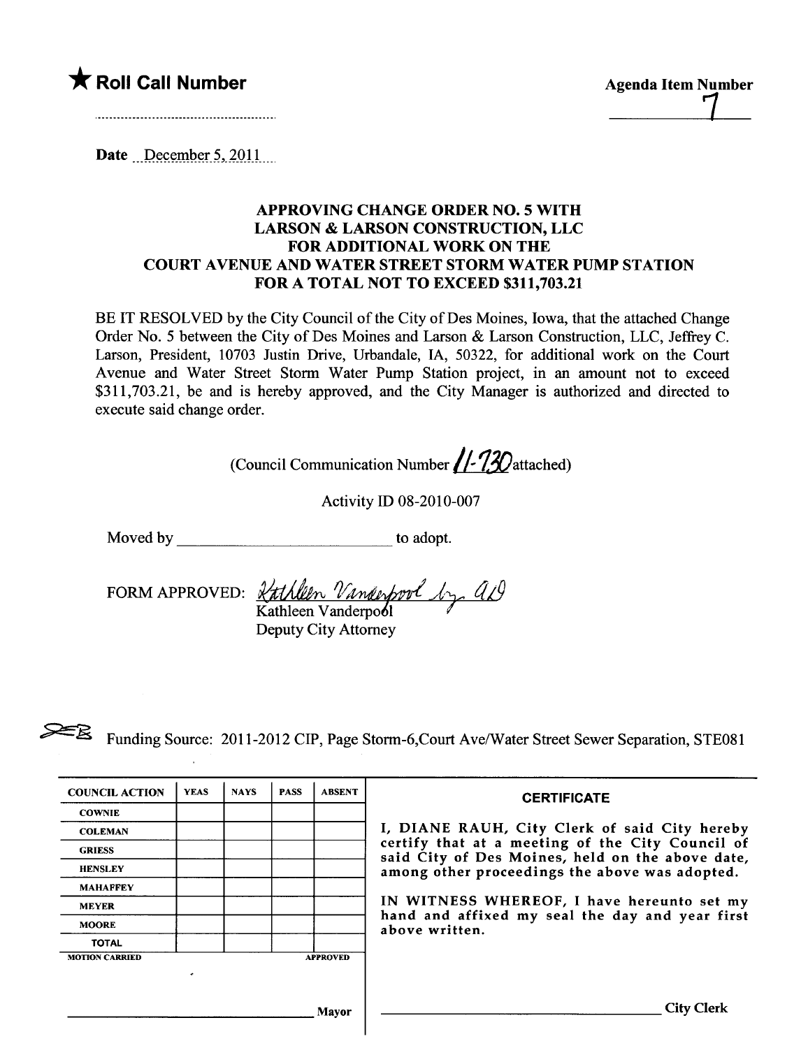★ **Roll Call Number**

Agenda Item Number

7

Date December 5, 2011

## APPROVING CHANGE ORDER NO. 5 WITH LARSON & LARSON CONSTRUCTION, LLC FOR ADDITIONAL WORK ON THE COURT AVENUE AND WATER STREET STORM WATER PUMP STATION FOR A TOTAL NOT TO EXCEED $311,703.21

BE IT RESOLVED by the City Council of the City of Des Moines, Iowa, that the attached Change Order No. 5 between the City of Des Moines and Larson & Larson Construction, LLC, Jeffrey C. Larson, President, 10703 Justin Drive, Urbandale, IA, 50322, for additional work on the Court Avenue and Water Street Storm Water Pump Station project, in an amount not to exceed $311,703.21, be and is hereby approved, and the City Manager is authorized and directed to execute said change order.

(Council Communication Number 11-730 attached)

Activity ID 08-2010-007

Moved by ______________________ to adopt.

FORM APPROVED: Kathleen Vanderpool by ajd
Kathleen Vanderpool
Deputy City Attorney

Funding Source: 2011-2012 CIP, Page Storm-6,Court Ave/Water Street Sewer Separation, STE081

| COUNCIL ACTION | YEAS | NAYS | PASS | ABSENT |
|---|---|---|---|---|
| COWNIE | | | | |
| COLEMAN | | | | |
| GRIESS | | | | |
| HENSLEY | | | | |
| MAHAFFEY | | | | |
| MEYER | | | | |
| MOORE | | | | |
| TOTAL | | | | |
| MOTION CARRIED | | | | APPROVED |

______________________ Mayor

**CERTIFICATE**

I, DIANE RAUH, City Clerk of said City hereby certify that at a meeting of the City Council of said City of Des Moines, held on the above date, among other proceedings the above was adopted.

IN WITNESS WHEREOF, I have hereunto set my hand and affixed my seal the day and year first above written.

______________________ City Clerk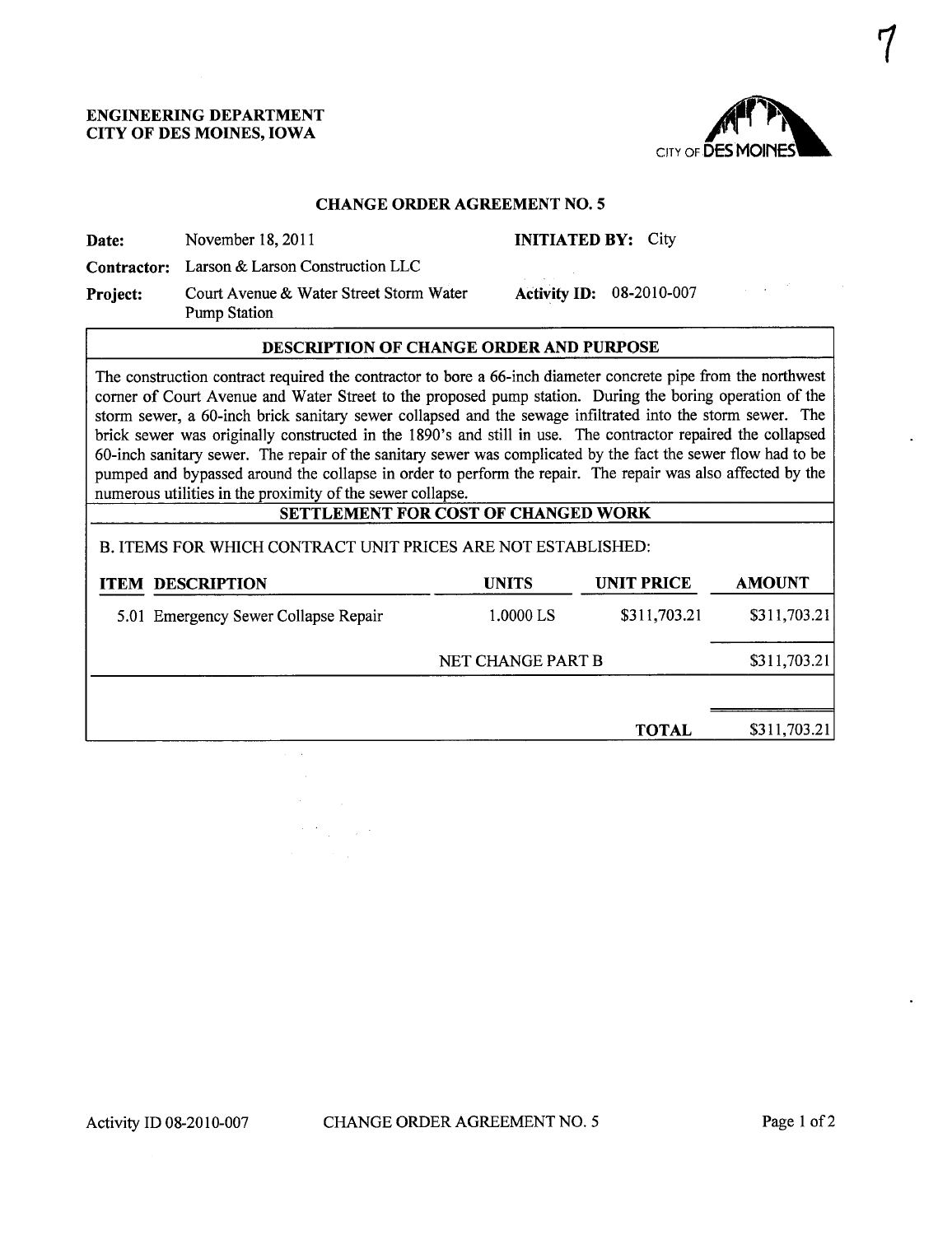7

**ENGINEERING DEPARTMENT**
**CITY OF DES MOINES, IOWA**

CITY OF DES MOINES

## CHANGE ORDER AGREEMENT NO. 5

**Date:** November 18, 2011 **INITIATED BY:** City

**Contractor:** Larson & Larson Construction LLC

**Project:** Court Avenue & Water Street Storm Water Pump Station **Activity ID:** 08-2010-007

### DESCRIPTION OF CHANGE ORDER AND PURPOSE

The construction contract required the contractor to bore a 66-inch diameter concrete pipe from the northwest corner of Court Avenue and Water Street to the proposed pump station. During the boring operation of the storm sewer, a 60-inch brick sanitary sewer collapsed and the sewage infiltrated into the storm sewer. The brick sewer was originally constructed in the 1890's and still in use. The contractor repaired the collapsed 60-inch sanitary sewer. The repair of the sanitary sewer was complicated by the fact the sewer flow had to be pumped and bypassed around the collapse in order to perform the repair. The repair was also affected by the numerous utilities in the proximity of the sewer collapse.

### SETTLEMENT FOR COST OF CHANGED WORK

B. ITEMS FOR WHICH CONTRACT UNIT PRICES ARE NOT ESTABLISHED:

| ITEM | DESCRIPTION | UNITS | UNIT PRICE | AMOUNT |
|---|---|---|---|---|
| 5.01 | Emergency Sewer Collapse Repair | 1.0000 LS | $311,703.21 | $311,703.21 |
| | | NET CHANGE PART B | | $311,703.21 |
| | | | **TOTAL** | $311,703.21 |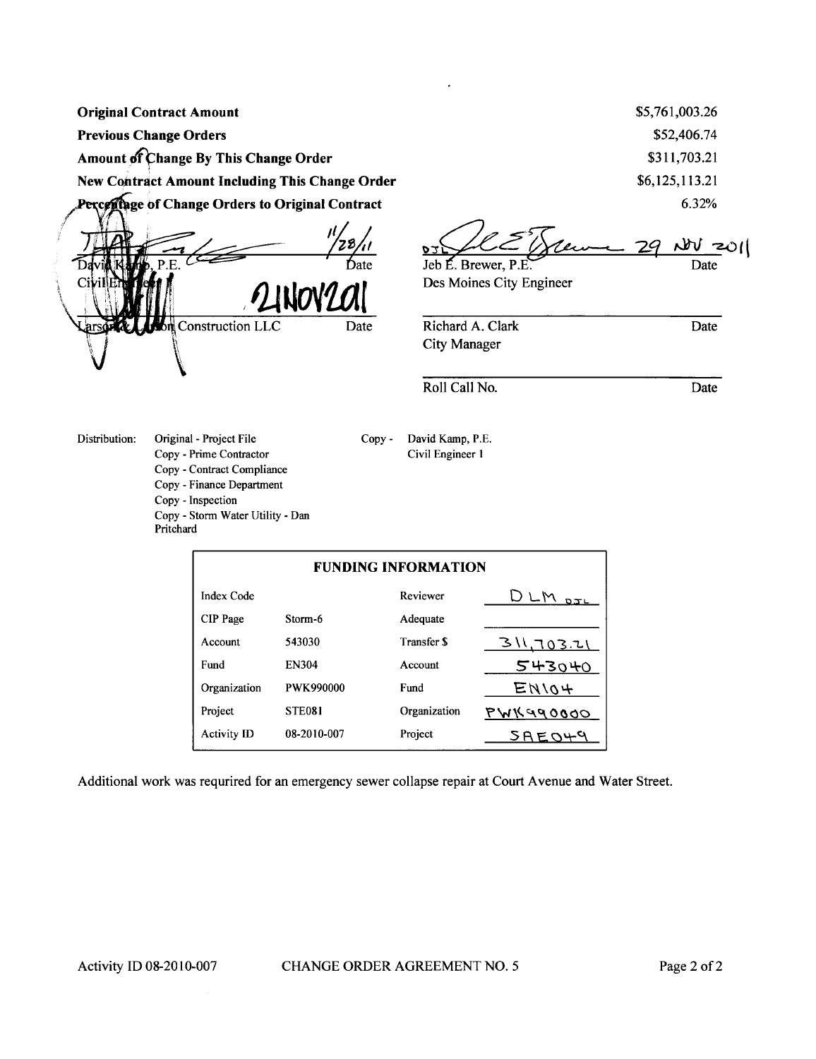**Original Contract Amount** $5,761,003.26

**Previous Change Orders** $52,406.74

**Amount of Change By This Change Order** $311,703.21

**New Contract Amount Including This Change Order** $6,125,113.21

**Percentage of Change Orders to Original Contract** 6.32%

| | | | |
|---|---|---|---|
| David Kamp, P.E. Civil Engineer | 11/28/11 Date | Jeb E. Brewer, P.E. Des Moines City Engineer | 29 NOV 2011 Date |
| Larson Construction LLC | 21NOV2011 Date | Richard A. Clark City Manager | Date |
| | | Roll Call No. | Date |

Distribution:
- Original - Project File
- Copy - Prime Contractor
- Copy - Contract Compliance
- Copy - Finance Department
- Copy - Inspection
- Copy - Storm Water Utility - Dan Pritchard

Copy - David Kamp, P.E. Civil Engineer I

**FUNDING INFORMATION**

| | | | |
|---|---|---|---|
| Index Code | | Reviewer | DLM DJL |
| CIP Page | Storm-6 | Adequate | |
| Account | 543030 | Transfer $ | 311,703.21 |
| Fund | EN304 | Account | 543040 |
| Organization | PWK990000 | Fund | EN104 |
| Project | STE081 | Organization | PWK990000 |
| Activity ID | 08-2010-007 | Project | SAE049 |

Additional work was requrired for an emergency sewer collapse repair at Court Avenue and Water Street.

Activity ID 08-2010-007 CHANGE ORDER AGREEMENT NO. 5